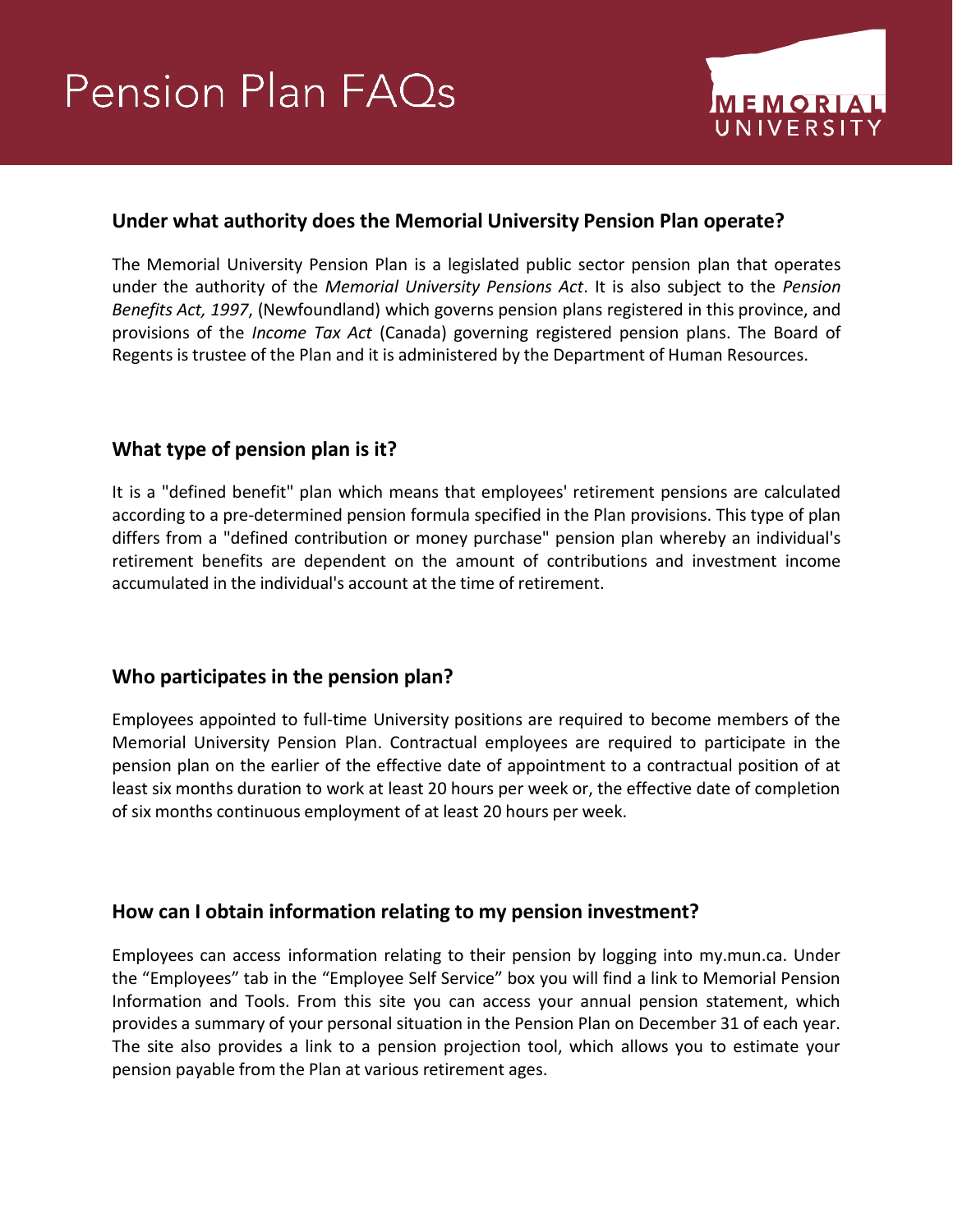# Pension Plan FAQs

MEMORIAL UNIVERSITY

## Under what authority does the Memorial University Pension Plan operate?

The Memorial University Pension Plan is a legislated public sector pension plan that operates under the authority of the *Memorial University Pensions Act*. It is also subject to the *Pension Benefits Act, 1997*, (Newfoundland) which governs pension plans registered in this province, and provisions of the *Income Tax Act* (Canada) governing registered pension plans. The Board of Regents is trustee of the Plan and it is administered by the Department of Human Resources.

## What type of pension plan is it?

It is a "defined benefit" plan which means that employees' retirement pensions are calculated according to a pre-determined pension formula specified in the Plan provisions. This type of plan differs from a "defined contribution or money purchase" pension plan whereby an individual's retirement benefits are dependent on the amount of contributions and investment income accumulated in the individual's account at the time of retirement.

## Who participates in the pension plan?

Employees appointed to full-time University positions are required to become members of the Memorial University Pension Plan. Contractual employees are required to participate in the pension plan on the earlier of the effective date of appointment to a contractual position of at least six months duration to work at least 20 hours per week or, the effective date of completion of six months continuous employment of at least 20 hours per week.

## How can I obtain information relating to my pension investment?

Employees can access information relating to their pension by logging into my.mun.ca. Under the "Employees" tab in the "Employee Self Service" box you will find a link to Memorial Pension Information and Tools. From this site you can access your annual pension statement, which provides a summary of your personal situation in the Pension Plan on December 31 of each year. The site also provides a link to a pension projection tool, which allows you to estimate your pension payable from the Plan at various retirement ages.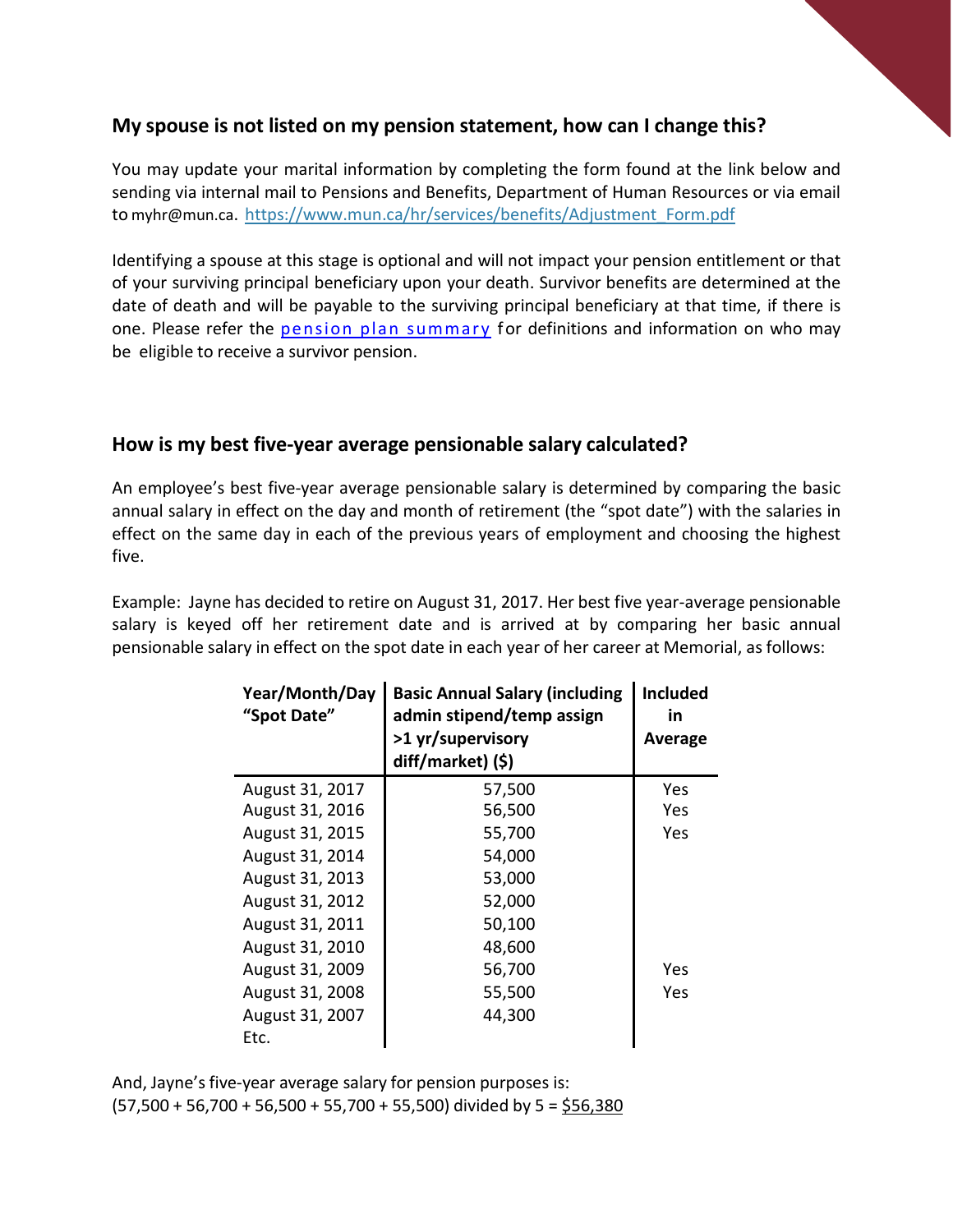## My spouse is not listed on my pension statement, how can I change this?

You may update your marital information by completing the form found at the link below and sending via internal mail to Pensions and Benefits, Department of Human Resources or via email to myhr@mun.ca. https://www.mun.ca/hr/services/benefits/Adjustment_Form.pdf

Identifying a spouse at this stage is optional and will not impact your pension entitlement or that of your surviving principal beneficiary upon your death. Survivor benefits are determined at the date of death and will be payable to the surviving principal beneficiary at that time, if there is one. Please refer the pension plan summary for definitions and information on who may be eligible to receive a survivor pension.

## How is my best five-year average pensionable salary calculated?

An employee's best five-year average pensionable salary is determined by comparing the basic annual salary in effect on the day and month of retirement (the "spot date") with the salaries in effect on the same day in each of the previous years of employment and choosing the highest five.

Example: Jayne has decided to retire on August 31, 2017. Her best five year-average pensionable salary is keyed off her retirement date and is arrived at by comparing her basic annual pensionable salary in effect on the spot date in each year of her career at Memorial, as follows:

| Year/Month/Day "Spot Date" | Basic Annual Salary (including admin stipend/temp assign >1 yr/supervisory diff/market) ($) | Included in Average |
|---|---|---|
| August 31, 2017 | 57,500 | Yes |
| August 31, 2016 | 56,500 | Yes |
| August 31, 2015 | 55,700 | Yes |
| August 31, 2014 | 54,000 | |
| August 31, 2013 | 53,000 | |
| August 31, 2012 | 52,000 | |
| August 31, 2011 | 50,100 | |
| August 31, 2010 | 48,600 | |
| August 31, 2009 | 56,700 | Yes |
| August 31, 2008 | 55,500 | Yes |
| August 31, 2007 | 44,300 | |
| Etc. | | |

And, Jayne's five-year average salary for pension purposes is:
(57,500 + 56,700 + 56,500 + 55,700 + 55,500) divided by 5 = $56,380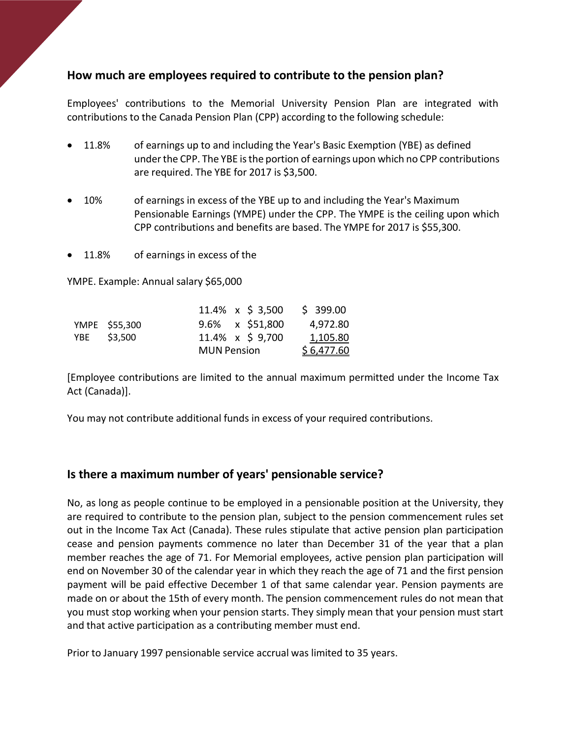## How much are employees required to contribute to the pension plan?

Employees' contributions to the Memorial University Pension Plan are integrated with contributions to the Canada Pension Plan (CPP) according to the following schedule:

- 11.8% of earnings up to and including the Year's Basic Exemption (YBE) as defined under the CPP. The YBE is the portion of earnings upon which no CPP contributions are required. The YBE for 2017 is $3,500.

- 10% of earnings in excess of the YBE up to and including the Year's Maximum Pensionable Earnings (YMPE) under the CPP. The YMPE is the ceiling upon which CPP contributions and benefits are based. The YMPE for 2017 is $55,300.

- 11.8% of earnings in excess of the

YMPE. Example: Annual salary $65,000

| | | | |
|---|---|---|---|
| | | 11.4% x $ 3,500 | $ 399.00 |
| YMPE | $55,300 | 9.6% x $51,800 | 4,972.80 |
| YBE | $3,500 | 11.4% x $ 9,700 | 1,105.80 |
| | | MUN Pension | $ 6,477.60 |

[Employee contributions are limited to the annual maximum permitted under the Income Tax Act (Canada)].

You may not contribute additional funds in excess of your required contributions.

## Is there a maximum number of years' pensionable service?

No, as long as people continue to be employed in a pensionable position at the University, they are required to contribute to the pension plan, subject to the pension commencement rules set out in the Income Tax Act (Canada). These rules stipulate that active pension plan participation cease and pension payments commence no later than December 31 of the year that a plan member reaches the age of 71. For Memorial employees, active pension plan participation will end on November 30 of the calendar year in which they reach the age of 71 and the first pension payment will be paid effective December 1 of that same calendar year. Pension payments are made on or about the 15th of every month. The pension commencement rules do not mean that you must stop working when your pension starts. They simply mean that your pension must start and that active participation as a contributing member must end.

Prior to January 1997 pensionable service accrual was limited to 35 years.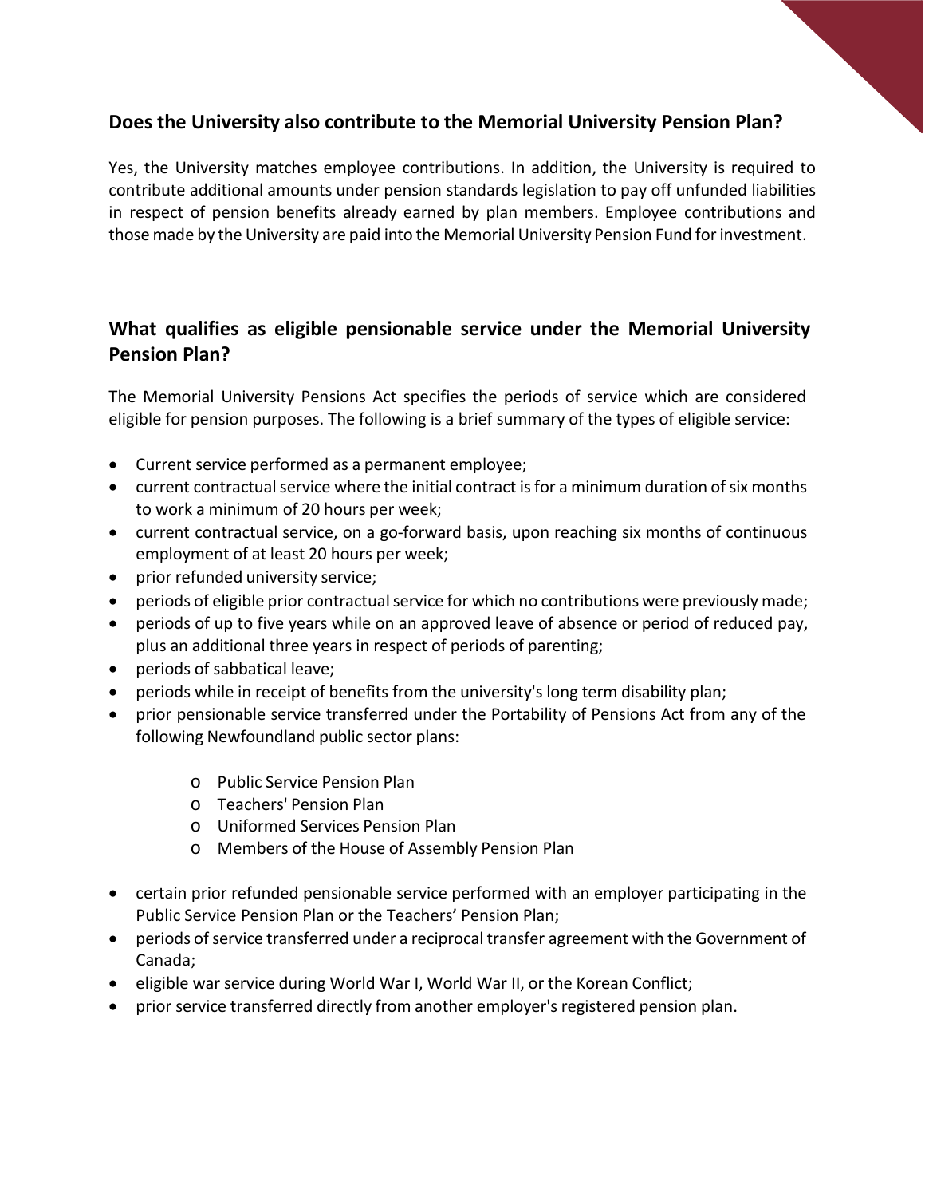## Does the University also contribute to the Memorial University Pension Plan?

Yes, the University matches employee contributions. In addition, the University is required to contribute additional amounts under pension standards legislation to pay off unfunded liabilities in respect of pension benefits already earned by plan members. Employee contributions and those made by the University are paid into the Memorial University Pension Fund for investment.

## What qualifies as eligible pensionable service under the Memorial University Pension Plan?

The Memorial University Pensions Act specifies the periods of service which are considered eligible for pension purposes. The following is a brief summary of the types of eligible service:

- Current service performed as a permanent employee;
- current contractual service where the initial contract is for a minimum duration of six months to work a minimum of 20 hours per week;
- current contractual service, on a go-forward basis, upon reaching six months of continuous employment of at least 20 hours per week;
- prior refunded university service;
- periods of eligible prior contractual service for which no contributions were previously made;
- periods of up to five years while on an approved leave of absence or period of reduced pay, plus an additional three years in respect of periods of parenting;
- periods of sabbatical leave;
- periods while in receipt of benefits from the university's long term disability plan;
- prior pensionable service transferred under the Portability of Pensions Act from any of the following Newfoundland public sector plans:
  - Public Service Pension Plan
  - Teachers' Pension Plan
  - Uniformed Services Pension Plan
  - Members of the House of Assembly Pension Plan
- certain prior refunded pensionable service performed with an employer participating in the Public Service Pension Plan or the Teachers' Pension Plan;
- periods of service transferred under a reciprocal transfer agreement with the Government of Canada;
- eligible war service during World War I, World War II, or the Korean Conflict;
- prior service transferred directly from another employer's registered pension plan.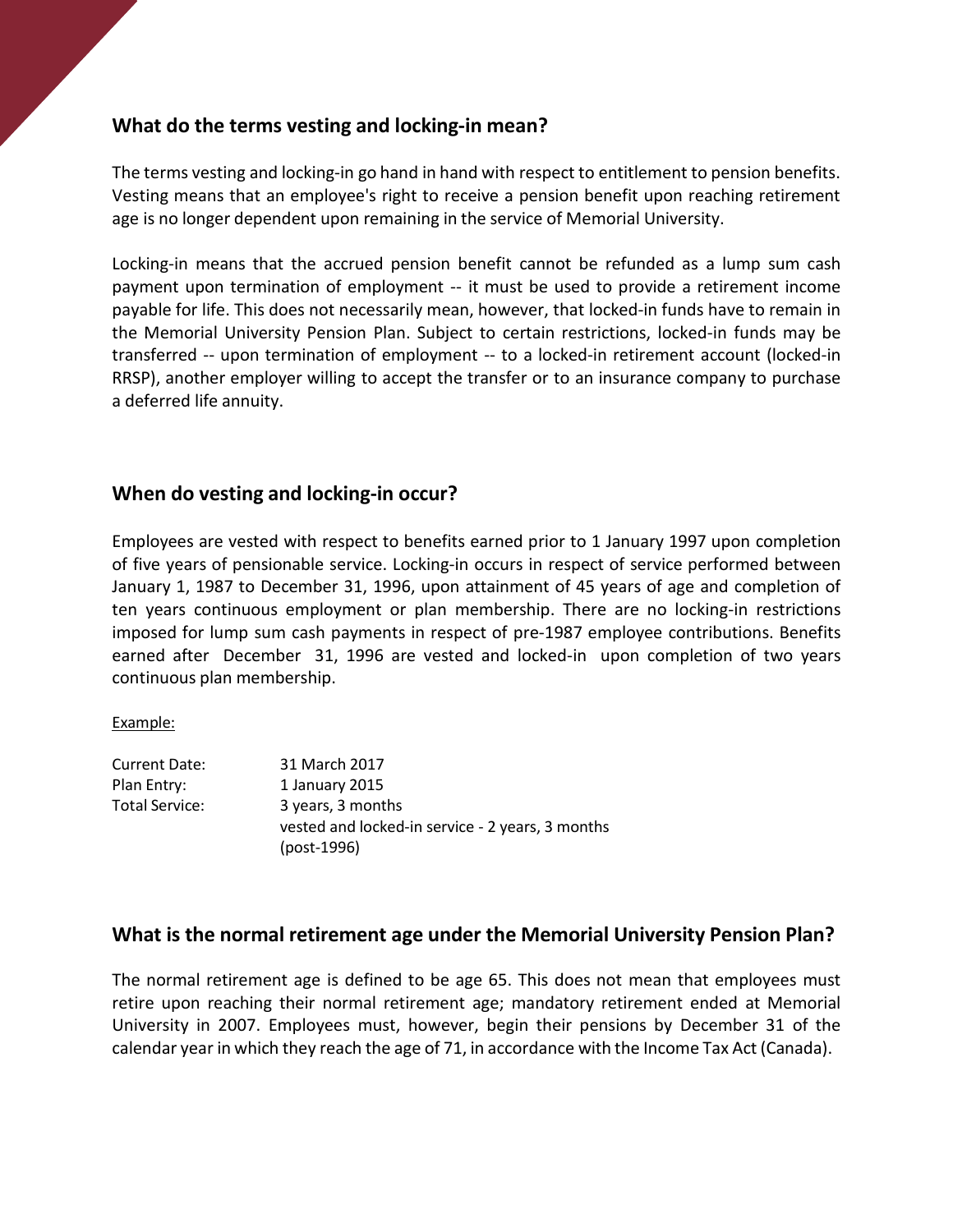## What do the terms vesting and locking-in mean?

The terms vesting and locking-in go hand in hand with respect to entitlement to pension benefits. Vesting means that an employee's right to receive a pension benefit upon reaching retirement age is no longer dependent upon remaining in the service of Memorial University.

Locking-in means that the accrued pension benefit cannot be refunded as a lump sum cash payment upon termination of employment -- it must be used to provide a retirement income payable for life. This does not necessarily mean, however, that locked-in funds have to remain in the Memorial University Pension Plan. Subject to certain restrictions, locked-in funds may be transferred -- upon termination of employment -- to a locked-in retirement account (locked-in RRSP), another employer willing to accept the transfer or to an insurance company to purchase a deferred life annuity.

## When do vesting and locking-in occur?

Employees are vested with respect to benefits earned prior to 1 January 1997 upon completion of five years of pensionable service. Locking-in occurs in respect of service performed between January 1, 1987 to December 31, 1996, upon attainment of 45 years of age and completion of ten years continuous employment or plan membership. There are no locking-in restrictions imposed for lump sum cash payments in respect of pre-1987 employee contributions. Benefits earned after December 31, 1996 are vested and locked-in upon completion of two years continuous plan membership.

Example:

| | |
|---|---|
| Current Date: | 31 March 2017 |
| Plan Entry: | 1 January 2015 |
| Total Service: | 3 years, 3 months<br>vested and locked-in service - 2 years, 3 months (post-1996) |

## What is the normal retirement age under the Memorial University Pension Plan?

The normal retirement age is defined to be age 65. This does not mean that employees must retire upon reaching their normal retirement age; mandatory retirement ended at Memorial University in 2007. Employees must, however, begin their pensions by December 31 of the calendar year in which they reach the age of 71, in accordance with the Income Tax Act (Canada).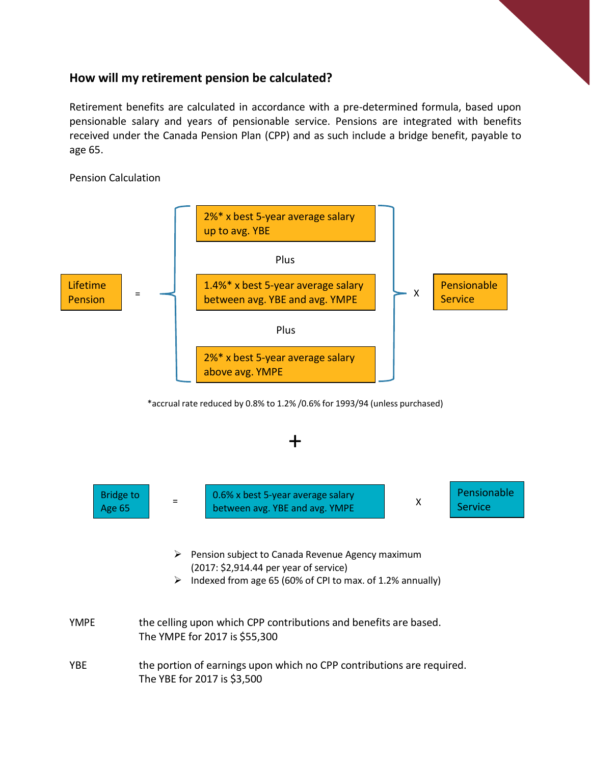## How will my retirement pension be calculated?

Retirement benefits are calculated in accordance with a pre-determined formula, based upon pensionable salary and years of pensionable service. Pensions are integrated with benefits received under the Canada Pension Plan (CPP) and as such include a bridge benefit, payable to age 65.

Pension Calculation

Lifetime Pension = [ 2%* x best 5-year average salary up to avg. YBE
Plus
1.4%* x best 5-year average salary between avg. YBE and avg. YMPE
Plus
2%* x best 5-year average salary above avg. YMPE ] X Pensionable Service

*accrual rate reduced by 0.8% to 1.2% /0.6% for 1993/94 (unless purchased)

+

Bridge to Age 65 = 0.6% x best 5-year average salary between avg. YBE and avg. YMPE X Pensionable Service

- Pension subject to Canada Revenue Agency maximum (2017: $2,914.44 per year of service)
- Indexed from age 65 (60% of CPI to max. of 1.2% annually)

YMPE — the ceiling upon which CPP contributions and benefits are based. The YMPE for 2017 is $55,300

YBE — the portion of earnings upon which no CPP contributions are required. The YBE for 2017 is $3,500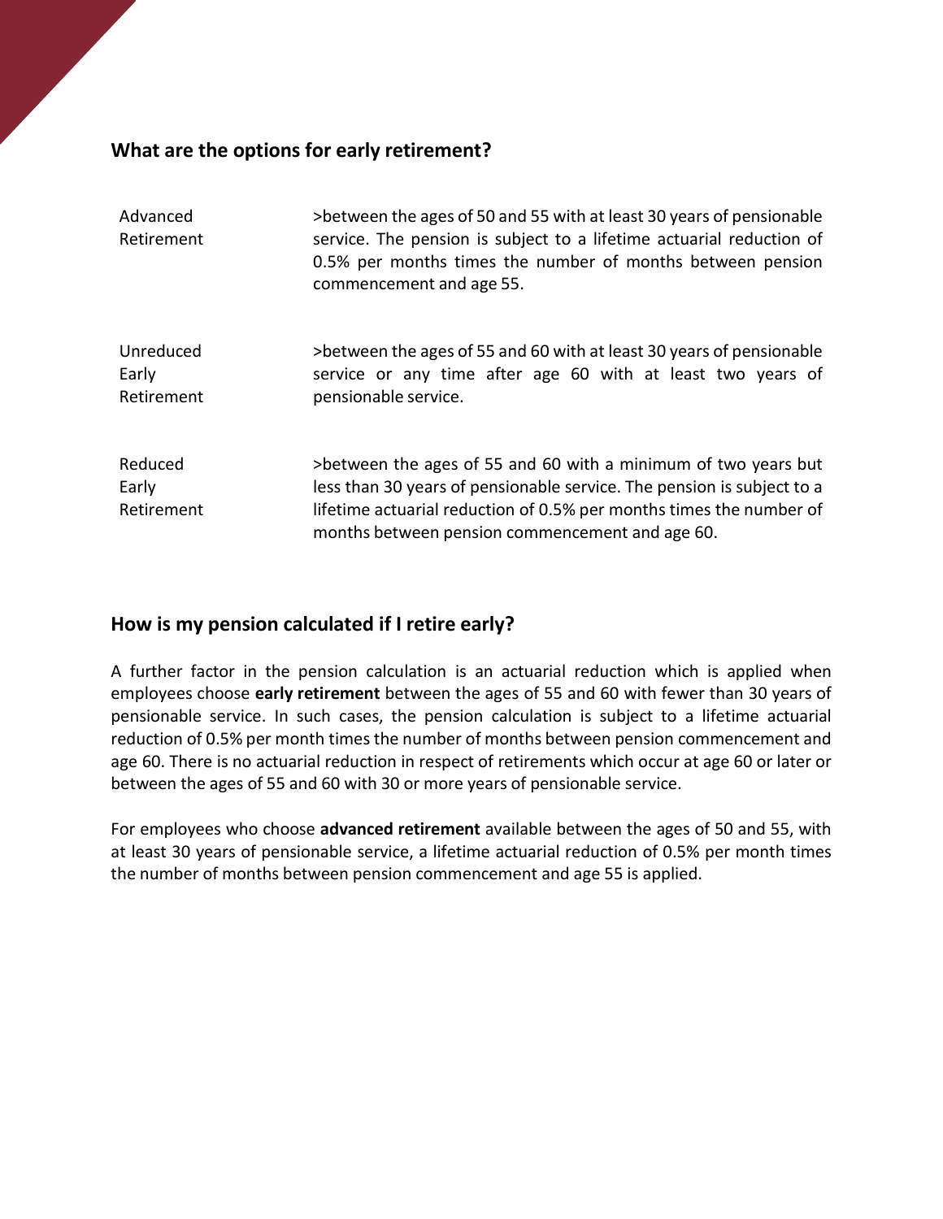## What are the options for early retirement?

| | |
|---|---|
| Advanced Retirement | >between the ages of 50 and 55 with at least 30 years of pensionable service. The pension is subject to a lifetime actuarial reduction of 0.5% per months times the number of months between pension commencement and age 55. |
| Unreduced Early Retirement | >between the ages of 55 and 60 with at least 30 years of pensionable service or any time after age 60 with at least two years of pensionable service. |
| Reduced Early Retirement | >between the ages of 55 and 60 with a minimum of two years but less than 30 years of pensionable service. The pension is subject to a lifetime actuarial reduction of 0.5% per months times the number of months between pension commencement and age 60. |

## How is my pension calculated if I retire early?

A further factor in the pension calculation is an actuarial reduction which is applied when employees choose **early retirement** between the ages of 55 and 60 with fewer than 30 years of pensionable service. In such cases, the pension calculation is subject to a lifetime actuarial reduction of 0.5% per month times the number of months between pension commencement and age 60. There is no actuarial reduction in respect of retirements which occur at age 60 or later or between the ages of 55 and 60 with 30 or more years of pensionable service.

For employees who choose **advanced retirement** available between the ages of 50 and 55, with at least 30 years of pensionable service, a lifetime actuarial reduction of 0.5% per month times the number of months between pension commencement and age 55 is applied.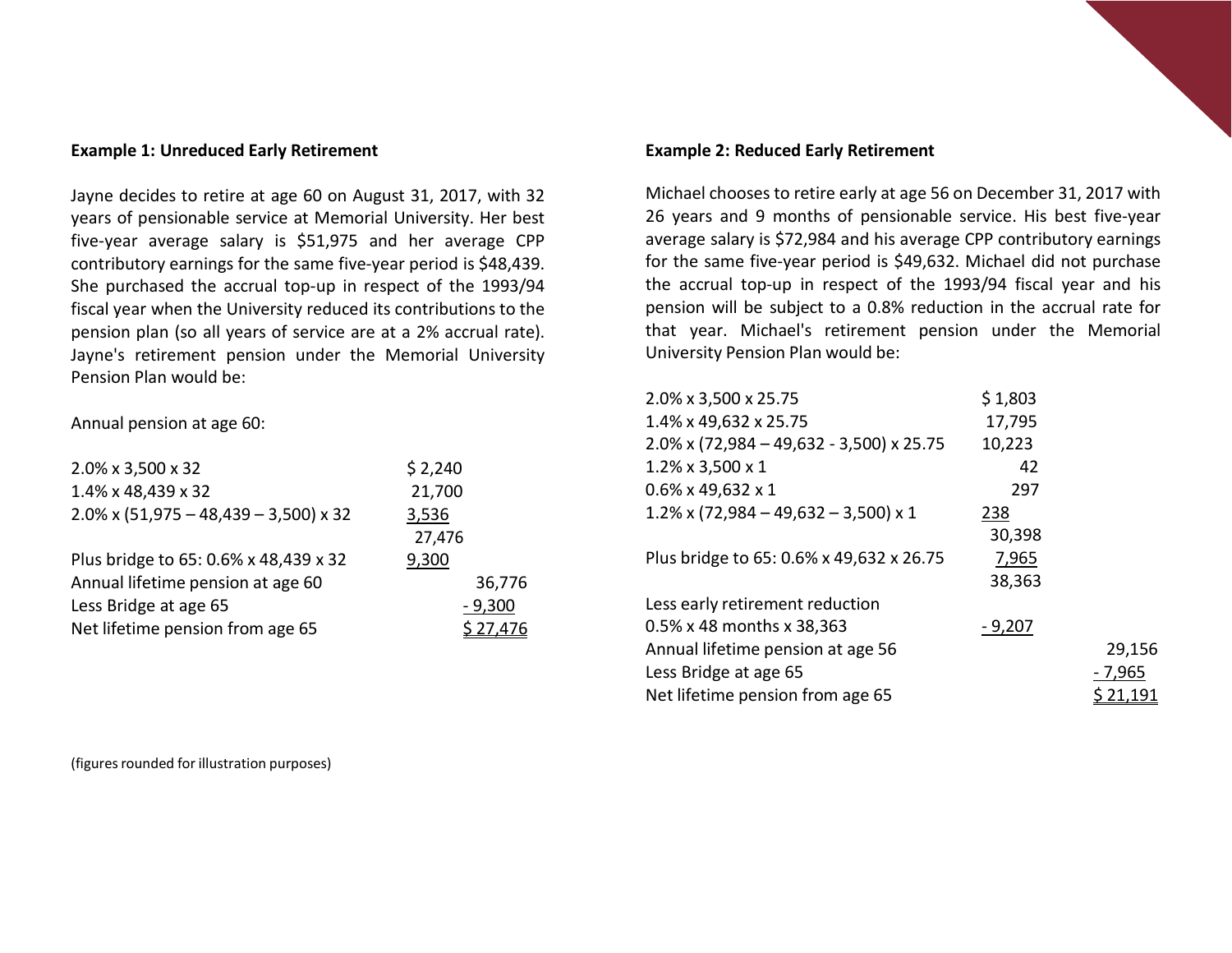**Example 1: Unreduced Early Retirement**

Jayne decides to retire at age 60 on August 31, 2017, with 32 years of pensionable service at Memorial University. Her best five-year average salary is $51,975 and her average CPP contributory earnings for the same five-year period is $48,439. She purchased the accrual top-up in respect of the 1993/94 fiscal year when the University reduced its contributions to the pension plan (so all years of service are at a 2% accrual rate). Jayne's retirement pension under the Memorial University Pension Plan would be:

Annual pension at age 60:

| | | |
|---|---|---|
| 2.0% x 3,500 x 32 | $ 2,240 | |
| 1.4% x 48,439 x 32 | 21,700 | |
| 2.0% x (51,975 – 48,439 – 3,500) x 32 | 3,536 | |
| | 27,476 | |
| Plus bridge to 65: 0.6% x 48,439 x 32 | 9,300 | |
| Annual lifetime pension at age 60 | | 36,776 |
| Less Bridge at age 65 | | - 9,300 |
| Net lifetime pension from age 65 | | $ 27,476 |

(figures rounded for illustration purposes)

**Example 2: Reduced Early Retirement**

Michael chooses to retire early at age 56 on December 31, 2017 with 26 years and 9 months of pensionable service. His best five-year average salary is $72,984 and his average CPP contributory earnings for the same five-year period is $49,632. Michael did not purchase the accrual top-up in respect of the 1993/94 fiscal year and his pension will be subject to a 0.8% reduction in the accrual rate for that year. Michael's retirement pension under the Memorial University Pension Plan would be:

| | | |
|---|---|---|
| 2.0% x 3,500 x 25.75 | $ 1,803 | |
| 1.4% x 49,632 x 25.75 | 17,795 | |
| 2.0% x (72,984 – 49,632 - 3,500) x 25.75 | 10,223 | |
| 1.2% x 3,500 x 1 | 42 | |
| 0.6% x 49,632 x 1 | 297 | |
| 1.2% x (72,984 – 49,632 – 3,500) x 1 | 238 | |
| | 30,398 | |
| Plus bridge to 65: 0.6% x 49,632 x 26.75 | 7,965 | |
| | 38,363 | |
| Less early retirement reduction | | |
| 0.5% x 48 months x 38,363 | - 9,207 | |
| Annual lifetime pension at age 56 | | 29,156 |
| Less Bridge at age 65 | | - 7,965 |
| Net lifetime pension from age 65 | | $ 21,191 |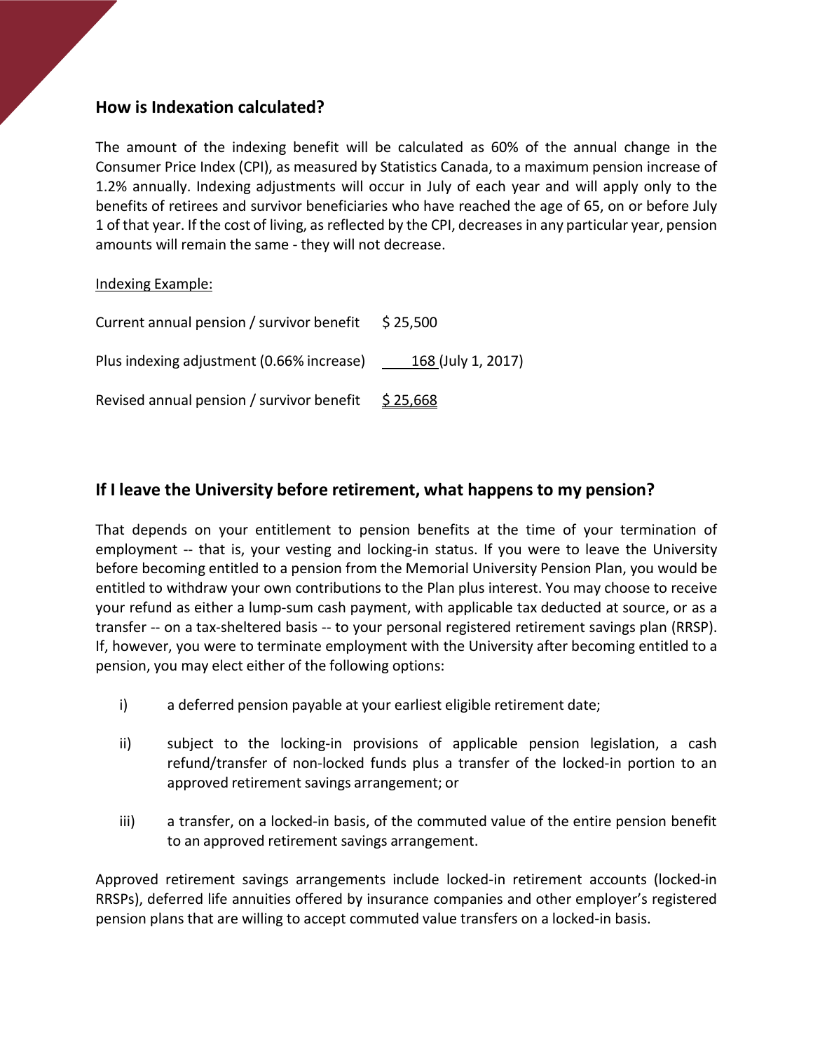## How is Indexation calculated?

The amount of the indexing benefit will be calculated as 60% of the annual change in the Consumer Price Index (CPI), as measured by Statistics Canada, to a maximum pension increase of 1.2% annually. Indexing adjustments will occur in July of each year and will apply only to the benefits of retirees and survivor beneficiaries who have reached the age of 65, on or before July 1 of that year. If the cost of living, as reflected by the CPI, decreases in any particular year, pension amounts will remain the same - they will not decrease.

Indexing Example:

| | |
|---|---|
| Current annual pension / survivor benefit | $ 25,500 |
| Plus indexing adjustment (0.66% increase) | 168 (July 1, 2017) |
| Revised annual pension / survivor benefit | $ 25,668 |

## If I leave the University before retirement, what happens to my pension?

That depends on your entitlement to pension benefits at the time of your termination of employment -- that is, your vesting and locking-in status. If you were to leave the University before becoming entitled to a pension from the Memorial University Pension Plan, you would be entitled to withdraw your own contributions to the Plan plus interest. You may choose to receive your refund as either a lump-sum cash payment, with applicable tax deducted at source, or as a transfer -- on a tax-sheltered basis -- to your personal registered retirement savings plan (RRSP). If, however, you were to terminate employment with the University after becoming entitled to a pension, you may elect either of the following options:

i) a deferred pension payable at your earliest eligible retirement date;

ii) subject to the locking-in provisions of applicable pension legislation, a cash refund/transfer of non-locked funds plus a transfer of the locked-in portion to an approved retirement savings arrangement; or

iii) a transfer, on a locked-in basis, of the commuted value of the entire pension benefit to an approved retirement savings arrangement.

Approved retirement savings arrangements include locked-in retirement accounts (locked-in RRSPs), deferred life annuities offered by insurance companies and other employer's registered pension plans that are willing to accept commuted value transfers on a locked-in basis.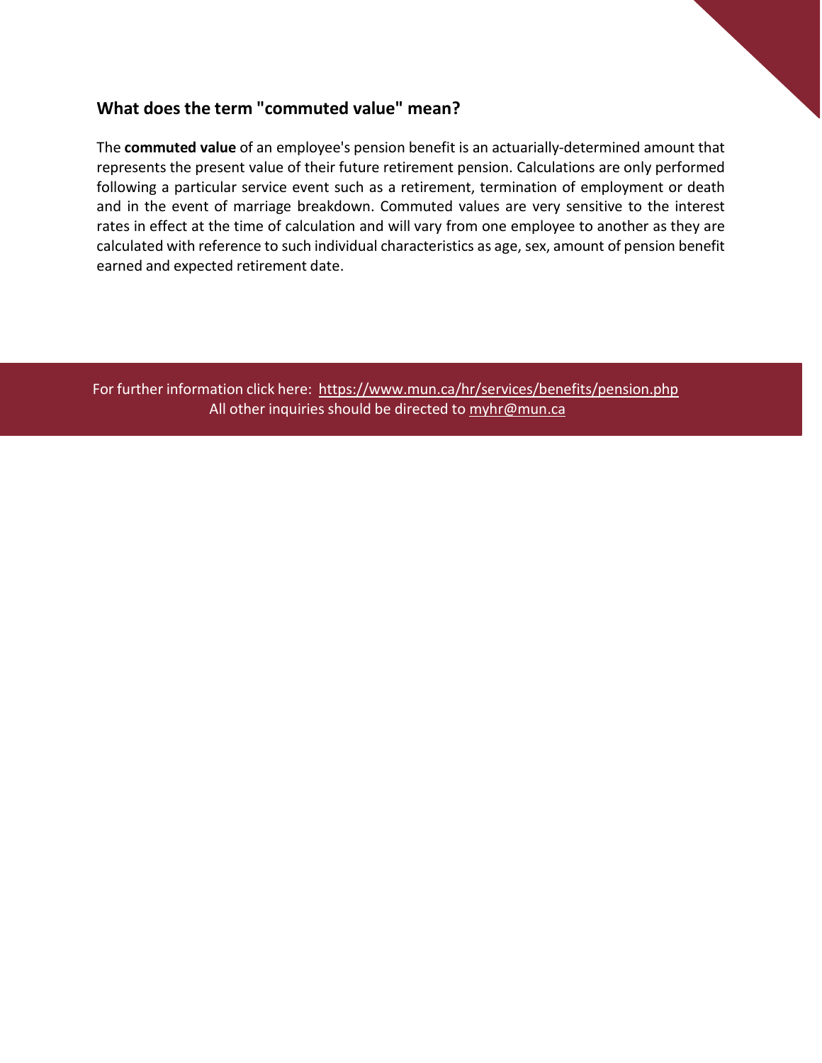## What does the term "commuted value" mean?

The **commuted value** of an employee's pension benefit is an actuarially-determined amount that represents the present value of their future retirement pension. Calculations are only performed following a particular service event such as a retirement, termination of employment or death and in the event of marriage breakdown. Commuted values are very sensitive to the interest rates in effect at the time of calculation and will vary from one employee to another as they are calculated with reference to such individual characteristics as age, sex, amount of pension benefit earned and expected retirement date.

For further information click here: https://www.mun.ca/hr/services/benefits/pension.php
All other inquiries should be directed to myhr@mun.ca